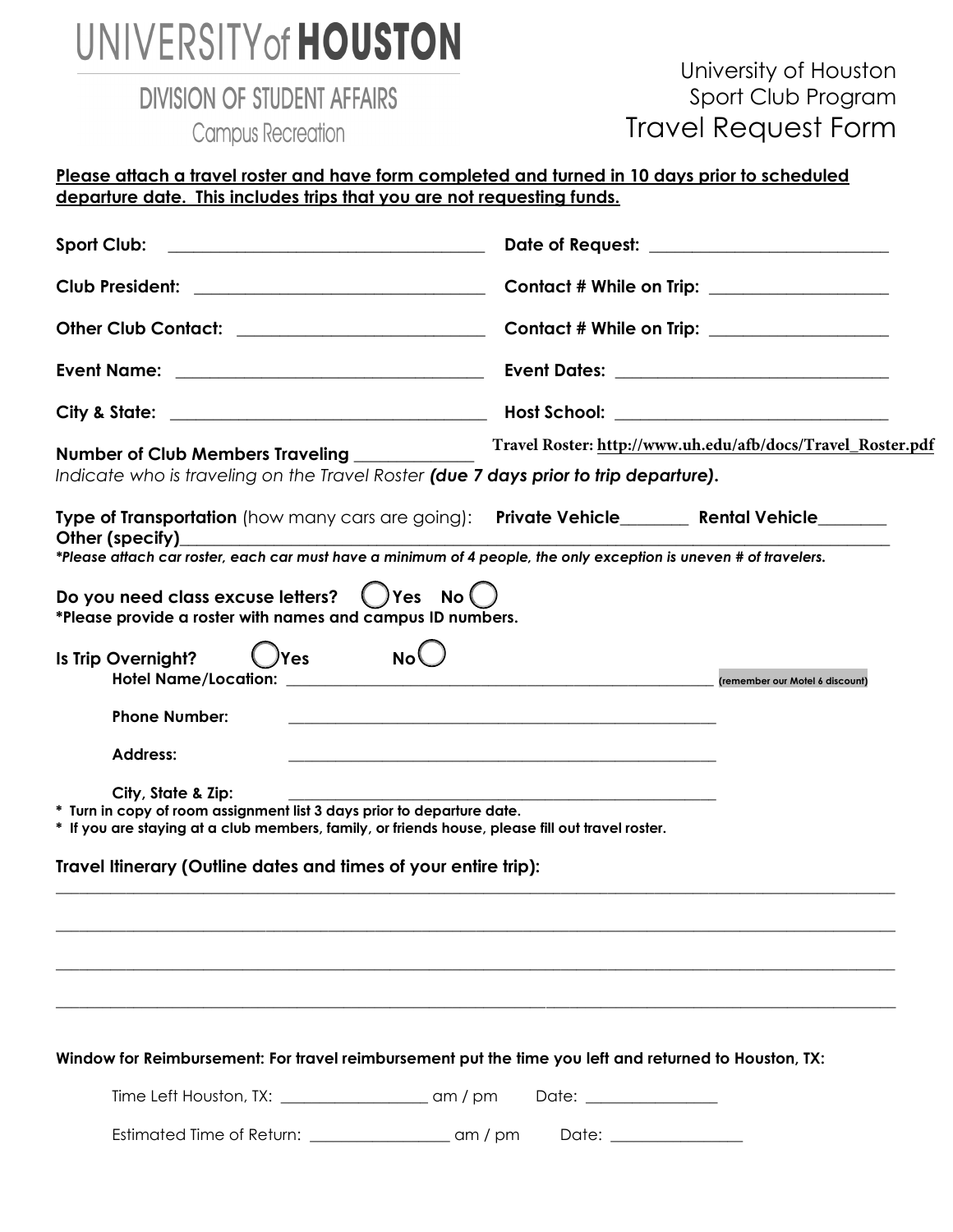# UNIVERSITY of HOUSTON

DIVISION OF STUDENT AFFAIRS

Campus Recreation

University of Houston
Sport Club Program

## Travel Request Form

**Please attach a travel roster and have form completed and turned in 10 days prior to scheduled departure date. This includes trips that you are not requesting funds.**

**Sport Club:** ___________________________________ **Date of Request:** ___________________________

**Club President:** ________________________________ **Contact # While on Trip:** ___________________

**Other Club Contact:** ____________________________ **Contact # While on Trip:** ___________________

**Event Name:** __________________________________ **Event Dates:** ______________________________

**City & State:** __________________________________ **Host School:** ______________________________

**Number of Club Members Traveling** _____________ **Travel Roster: http://www.uh.edu/afb/docs/Travel_Roster.pdf**

*Indicate who is traveling on the Travel Roster **(due 7 days prior to trip departure).***

**Type of Transportation** (how many cars are going): **Private Vehicle**_______ **Rental Vehicle**_______ **Other (specify)**_______________________________________________________________

***Please attach car roster, each car must have a minimum of 4 people, the only exception is uneven # of travelers.***

**Do you need class excuse letters?** ◯ **Yes** **No** ◯

**\*Please provide a roster with names and campus ID numbers.**

**Is Trip Overnight?** ◯ **Yes** **No** ◯

**Hotel Name/Location:** ______________________________________________ (remember our Motel 6 discount)

**Phone Number:** ______________________________________________

**Address:** ______________________________________________

**City, State & Zip:** ______________________________________________

**\* Turn in copy of room assignment list 3 days prior to departure date.**

**\* If you are staying at a club members, family, or friends house, please fill out travel roster.**

**Travel Itinerary (Outline dates and times of your entire trip):**

_____________________________________________________________________________________

_____________________________________________________________________________________

_____________________________________________________________________________________

_____________________________________________________________________________________

**Window for Reimbursement: For travel reimbursement put the time you left and returned to Houston, TX:**

Time Left Houston, TX: _________________ am / pm Date: _______________

Estimated Time of Return: ________________ am / pm Date: _______________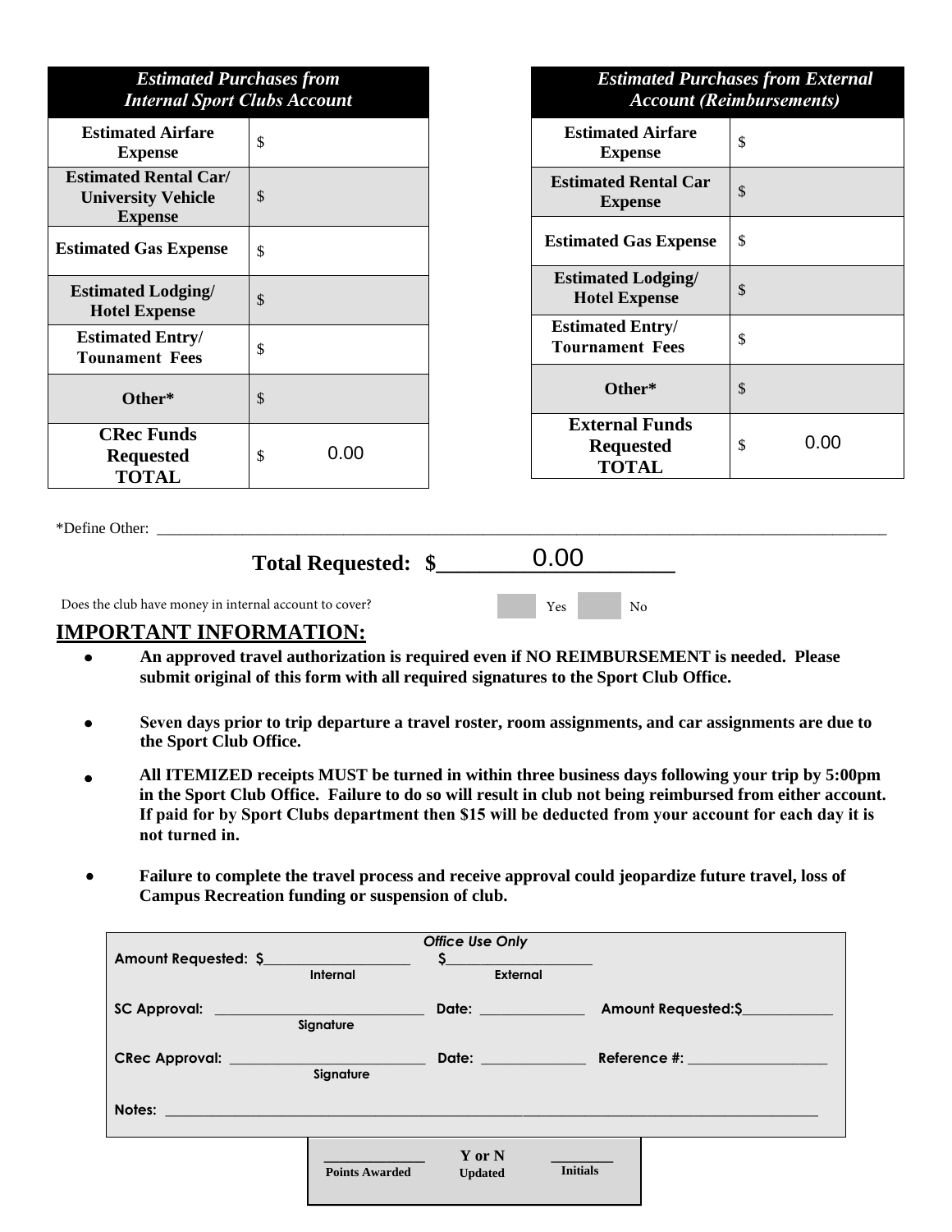| *Estimated Purchases from Internal Sport Clubs Account* | |
|---|---|
| **Estimated Airfare Expense** | $ |
| **Estimated Rental Car/ University Vehicle Expense** | $ |
| **Estimated Gas Expense** | $ |
| **Estimated Lodging/ Hotel Expense** | $ |
| **Estimated Entry/ Tounament Fees** | $ |
| **Other*** | $ |
| **CRec Funds Requested TOTAL** | $ 0.00 |

| *Estimated Purchases from External Account (Reimbursements)* | |
|---|---|
| **Estimated Airfare Expense** | $ |
| **Estimated Rental Car Expense** | $ |
| **Estimated Gas Expense** | $ |
| **Estimated Lodging/ Hotel Expense** | $ |
| **Estimated Entry/ Tournament Fees** | $ |
| **Other*** | $ |
| **External Funds Requested TOTAL** | $ 0.00 |

*Define Other: ______________________________________________________________________________

**Total Requested: $** 0.00

Does the club have money in internal account to cover? ☐ Yes ☐ No

## IMPORTANT INFORMATION:

- **An approved travel authorization is required even if NO REIMBURSEMENT is needed. Please submit original of this form with all required signatures to the Sport Club Office.**
- **Seven days prior to trip departure a travel roster, room assignments, and car assignments are due to the Sport Club Office.**
- **All ITEMIZED receipts MUST be turned in within three business days following your trip by 5:00pm in the Sport Club Office. Failure to do so will result in club not being reimbursed from either account. If paid for by Sport Clubs department then $15 will be deducted from your account for each day it is not turned in.**
- **Failure to complete the travel process and receive approval could jeopardize future travel, loss of Campus Recreation funding or suspension of club.**

*Office Use Only*

**Amount Requested: $**__________________ **$**__________________
**Internal** **External**

**SC Approval:** __________________________ **Date:** ____________ **Amount Requested:$**___________
**Signature**

**CRec Approval:** ________________________ **Date:** ____________ **Reference #:** ________________
**Signature**

**Notes:** ______________________________________________________________________________

| ____________ **Points Awarded** | **Y or N Updated** | ________ **Initials** |
|---|---|---|